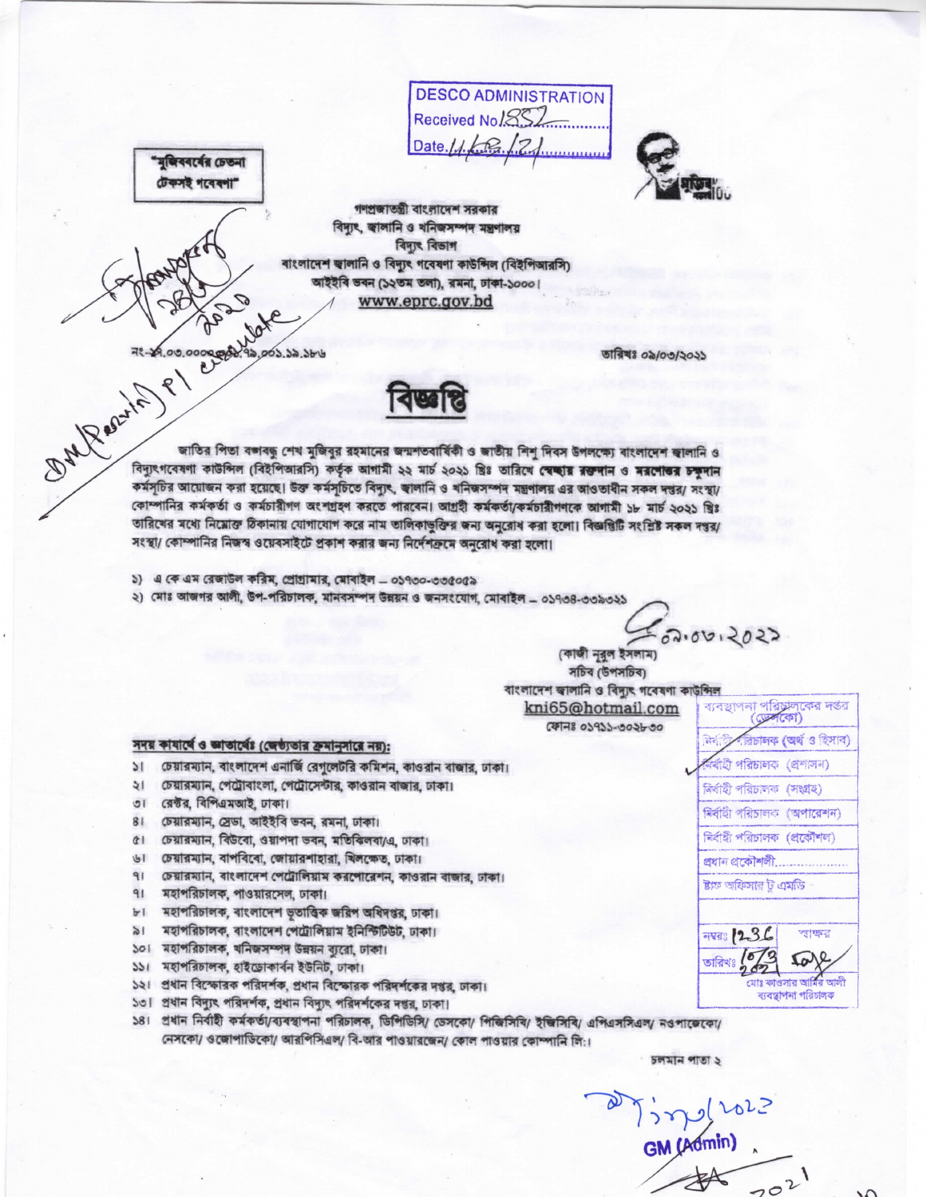DESCO ADMINISTRATION
Received No 1852
Date 11/03/21

"মুজিববর্ষের চেতনা
টেকসই গবেষণা"

গণপ্রজাতন্ত্রী বাংলাদেশ সরকার
বিদ্যুৎ, জ্বালানি ও খনিজসম্পদ মন্ত্রণালয়
বিদ্যুৎ বিভাগ
বাংলাদেশ জ্বালানি ও বিদ্যুৎ গবেষণা কাউন্সিল (বিইপিআরসি)
আইইবি ভবন (১২তম তলা), রমনা, ঢাকা-১০০০।
www.eprc.gov.bd

নং-২৭.০৩.০০০০.৯৯.৭৯.০০১.১৯.১৮৬

তারিখঃ ০৯/০৩/২০২১

# বিজ্ঞপ্তি

জাতির পিতা বঙ্গবন্ধু শেখ মুজিবুর রহমানের জন্মশতবার্ষিকী ও জাতীয় শিশু দিবস উপলক্ষ্যে বাংলাদেশ জ্বালানি ও বিদ্যুৎগবেষণা কাউন্সিল (বিইপিআরসি) কর্তৃক আগামী ২২ মার্চ ২০২১ খ্রিঃ তারিখে **স্বেচ্ছায় রক্তদান ও মরণোত্তর চক্ষুদান** কর্মসূচির আয়োজন করা হয়েছে। উক্ত কর্মসূচিতে বিদ্যুৎ, জ্বালানি ও খনিজসম্পদ মন্ত্রণালয় এর আওতাধীন সকল দপ্তর/ সংস্থা/ কোম্পানির কর্মকর্তা ও কর্মচারীগণ অংশগ্রহণ করতে পারবেন। আগ্রহী কর্মকর্তা/কর্মচারীগণকে আগামী ১৮ মার্চ ২০২১ খ্রিঃ তারিখের মধ্যে নিম্নোক্ত ঠিকানায় যোগাযোগ করে নাম তালিকাভুক্তির জন্য অনুরোধ করা হলো। বিজ্ঞপ্তিটি সংশ্লিষ্ট সকল দপ্তর/ সংস্থা/ কোম্পানির নিজস্ব ওয়েবসাইটে প্রকাশ করার জন্য নির্দেশক্রমে অনুরোধ করা হলো।

১) এ কে এম রেজাউল করিম, প্রোগ্রামার, মোবাইল – ০১৭৩০-৩৩৫০৫৯
২) মোঃ আজগর আলী, উপ-পরিচালক, মানবসম্পদ উন্নয়ন ও জনসংযোগ, মোবাইল – ০১৭৩৪-৩৩৯৩২১

০৯.০৩.২০২১
(কাজী নুরুল ইসলাম)
সচিব (উপসচিব)
বাংলাদেশ জ্বালানি ও বিদ্যুৎ গবেষণা কাউন্সিল
kni65@hotmail.com
ফোনঃ ০১৭১১-৩০২৮৩০

**সদয় কার্যার্থে ও জ্ঞাতার্থেঃ (জ্যেষ্ঠতার ক্রমানুসারে নয়):**

১। চেয়ারম্যান, বাংলাদেশ এনার্জি রেগুলেটরি কমিশন, কাওরান বাজার, ঢাকা।
২। চেয়ারম্যান, পেট্রোবাংলা, পেট্রোসেন্টার, কাওরান বাজার, ঢাকা।
৩। রেক্টর, বিপিএমআই, ঢাকা।
৪। চেয়ারম্যান, স্রেডা, আইইবি ভবন, রমনা, ঢাকা।
৫। চেয়ারম্যান, বিউবো, ওয়াপদা ভবন, মতিঝিলবা/এ, ঢাকা।
৬। চেয়ারম্যান, বাপবিবো, জোয়ারশাহারা, খিলক্ষেত, ঢাকা।
৭। চেয়ারম্যান, বাংলাদেশ পেট্রোলিয়াম করপোরেশন, কাওরান বাজার, ঢাকা।
৭। মহাপরিচালক, পাওয়ারসেল, ঢাকা।
৮। মহাপরিচালক, বাংলাদেশ ভূতাত্ত্বিক জরিপ অধিদপ্তর, ঢাকা।
৯। মহাপরিচালক, বাংলাদেশ পেট্রোলিয়াম ইনিস্টিটিউট, ঢাকা।
১০। মহাপরিচালক, খনিজসম্পদ উন্নয়ন ব্যুরো, ঢাকা।
১১। মহাপরিচালক, হাইড্রোকার্বন ইউনিট, ঢাকা।
১২। প্রধান বিস্ফোরক পরিদর্শক, প্রধান বিস্ফোরক পরিদর্শকের দপ্তর, ঢাকা।
১৩। প্রধান বিদ্যুৎ পরিদর্শক, প্রধান বিদ্যুৎ পরিদর্শকের দপ্তর, ঢাকা।
১৪। প্রধান নির্বাহী কর্মকর্তা/ব্যবস্থাপনা পরিচালক, ডিপিডিসি/ ডেসকো/ পিজিসিবি/ ইজিসিবি/ এপিএসসিএল/ নওপাজেকো/ নেসকো/ ওজোপাডিকো/ আরপিসিএল/ বি-আর পাওয়ারজেন/ কোল পাওয়ার কোম্পানি লিঃ।

ব্যবস্থাপনা পরিচালকের দপ্তর (ডেসকো)
নির্বাহী পরিচালক (অর্থ ও হিসাব)
নির্বাহী পরিচালক (প্রশাসন)
নির্বাহী পরিচালক (সংগ্রহ)
নির্বাহী পরিচালক (অপারেশন)
নির্বাহী পরিচালক (প্রকৌশল)
প্রধান প্রকৌশলী................
স্টাফ অফিসার টু এমডি
নম্বরঃ 1236 স্বাক্ষর
তারিখঃ 10/3/2021
মোঃ কাওসার আমির আলী
ব্যবস্থাপনা পরিচালক

চলমান পাতা ২

GM (Admin)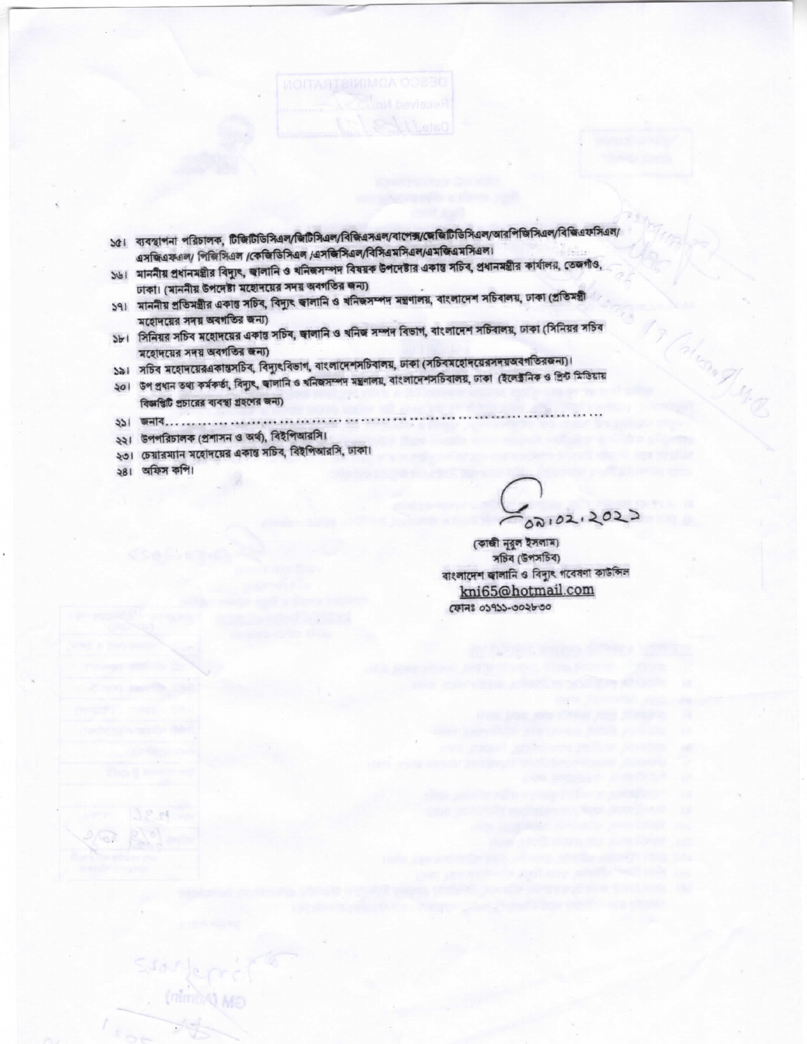DESCO ADMINISTRATION
Received No.
Date.

১৫। ব্যবস্থাপনা পরিচালক, টিজিটিডিসিএল/জিটিসিএল/বিজিএসএল/বাপেক্স/জেজিটিডিসিএল/আরপিজিসিএল/বিজিএফসিএল/এসজিএফএল/ পিজিসিএল /কেজিডিসিএল /এসজিসিএল/বিসিএমসিএল/এমজিএমসিএল।

১৬। মাননীয় প্রধানমন্ত্রীর বিদ্যুৎ, জ্বালানি ও খনিজসম্পদ বিষয়ক উপদেষ্টার একান্ত সচিব, প্রধানমন্ত্রীর কার্যালয়, তেজগাঁও, ঢাকা। (মাননীয় উপদেষ্টা মহোদয়ের সদয় অবগতির জন্য)

১৭। মাননীয় প্রতিমন্ত্রীর একান্ত সচিব, বিদ্যুৎ জ্বালানি ও খনিজসম্পদ মন্ত্রণালয়, বাংলাদেশ সচিবালয়, ঢাকা (প্রতিমন্ত্রী মহোদয়ের সদয় অবগতির জন্য)

১৮। সিনিয়র সচিব মহোদয়ের একান্ত সচিব, জ্বালানি ও খনিজ সম্পদ বিভাগ, বাংলাদেশ সচিবালয়, ঢাকা (সিনিয়র সচিব মহোদয়ের সদয় অবগতির জন্য)

১৯। সচিব মহোদয়েরএকান্তসচিব, বিদ্যুৎবিভাগ, বাংলাদেশসচিবালয়, ঢাকা (সচিবমহোদয়েরসদয়অবগতিরজন্য)।

২০। উপ প্রধান তথ্য কর্মকর্তা, বিদ্যুৎ, জ্বালানি ও খনিজসম্পদ মন্ত্রণালয়, বাংলাদেশসচিবালয়, ঢাকা (ইলেক্ট্রনিক ও প্রিন্ট মিডিয়ায় বিজ্ঞপ্তিটি প্রচারের ব্যবস্থা গ্রহণের জন্য)

২১। জনাব.........................................................................

২২। উপপরিচালক (প্রশাসন ও অর্থ), বিইপিআরসি।

২৩। চেয়ারম্যান মহোদয়ের একান্ত সচিব, বিইপিআরসি, ঢাকা।

২৪। অফিস কপি।

০৯।০২।২০২২

(কাজী নুরুল ইসলাম)
সচিব (উপসচিব)
বাংলাদেশ জ্বালানি ও বিদ্যুৎ গবেষণা কাউন্সিল
kni65@hotmail.com
ফোনঃ ০১৭১১-৩০২৮৩০

GM (Admin)